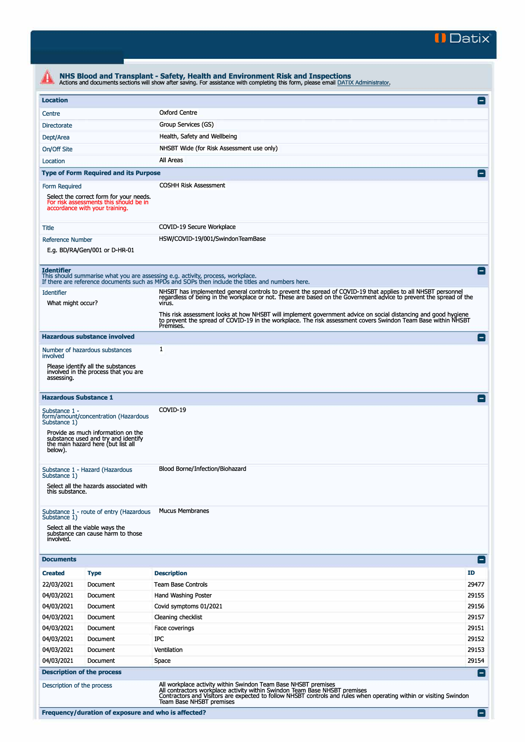## NHS Blood and Transplant - Safety, Health and Environment Risk and Inspections

Actions and documents sections will show after saving. For assistance with completing this form, please email DATIX Administrator.

### Location

| | |
|---|---|
| Centre | Oxford Centre |
| Directorate | Group Services (GS) |
| Dept/Area | Health, Safety and Wellbeing |
| On/Off Site | NHSBT Wide (for Risk Assessment use only) |
| Location | All Areas |

### Type of Form Required and its Purpose

| | |
|---|---|
| Form Required<br>Select the correct form for your needs. For risk assessments this should be in accordance with your training. | COSHH Risk Assessment |
| Title | COVID-19 Secure Workplace |
| Reference Number<br>E.g. BD/RA/Gen/001 or D-HR-01 | HSW/COVID-19/001/SwindonTeamBase |

### Identifier

This should summarise what you are assessing e.g. activity, process, workplace.
If there are reference documents such as MPDs and SOPs then include the titles and numbers here.

| | |
|---|---|
| Identifier<br>What might occur? | NHSBT has implemented general controls to prevent the spread of COVID-19 that applies to all NHSBT personnel regardless of being in the workplace or not. These are based on the Government advice to prevent the spread of the virus.<br><br>This risk assessment looks at how NHSBT will implement government advice on social distancing and good hygiene to prevent the spread of COVID-19 in the workplace. The risk assessment covers Swindon Team Base within NHSBT Premises. |

### Hazardous substance involved

| | |
|---|---|
| Number of hazardous substances involved<br>Please identify all the substances involved in the process that you are assessing. | 1 |

### Hazardous Substance 1

| | |
|---|---|
| Substance 1 - form/amount/concentration (Hazardous Substance 1)<br>Provide as much information on the substance used and try and identify the main hazard here (but list all below). | COVID-19 |
| Substance 1 - Hazard (Hazardous Substance 1)<br>Select all the hazards associated with this substance. | Blood Borne/Infection/Biohazard |
| Substance 1 - route of entry (Hazardous Substance 1)<br>Select all the viable ways the substance can cause harm to those involved. | Mucus Membranes |

### Documents

| Created | Type | Description | ID |
|---|---|---|---|
| 22/03/2021 | Document | Team Base Controls | 29477 |
| 04/03/2021 | Document | Hand Washing Poster | 29155 |
| 04/03/2021 | Document | Covid symptoms 01/2021 | 29156 |
| 04/03/2021 | Document | Cleaning checklist | 29157 |
| 04/03/2021 | Document | Face coverings | 29151 |
| 04/03/2021 | Document | IPC | 29152 |
| 04/03/2021 | Document | Ventilation | 29153 |
| 04/03/2021 | Document | Space | 29154 |

### Description of the process

| | |
|---|---|
| Description of the process | All workplace activity within Swindon Team Base NHSBT premises<br>All contractors workplace activity within Swindon Team Base NHSBT premises<br>Contractors and Visitors are expected to follow NHSBT controls and rules when operating within or visiting Swindon Team Base NHSBT premises |

### Frequency/duration of exposure and who is affected?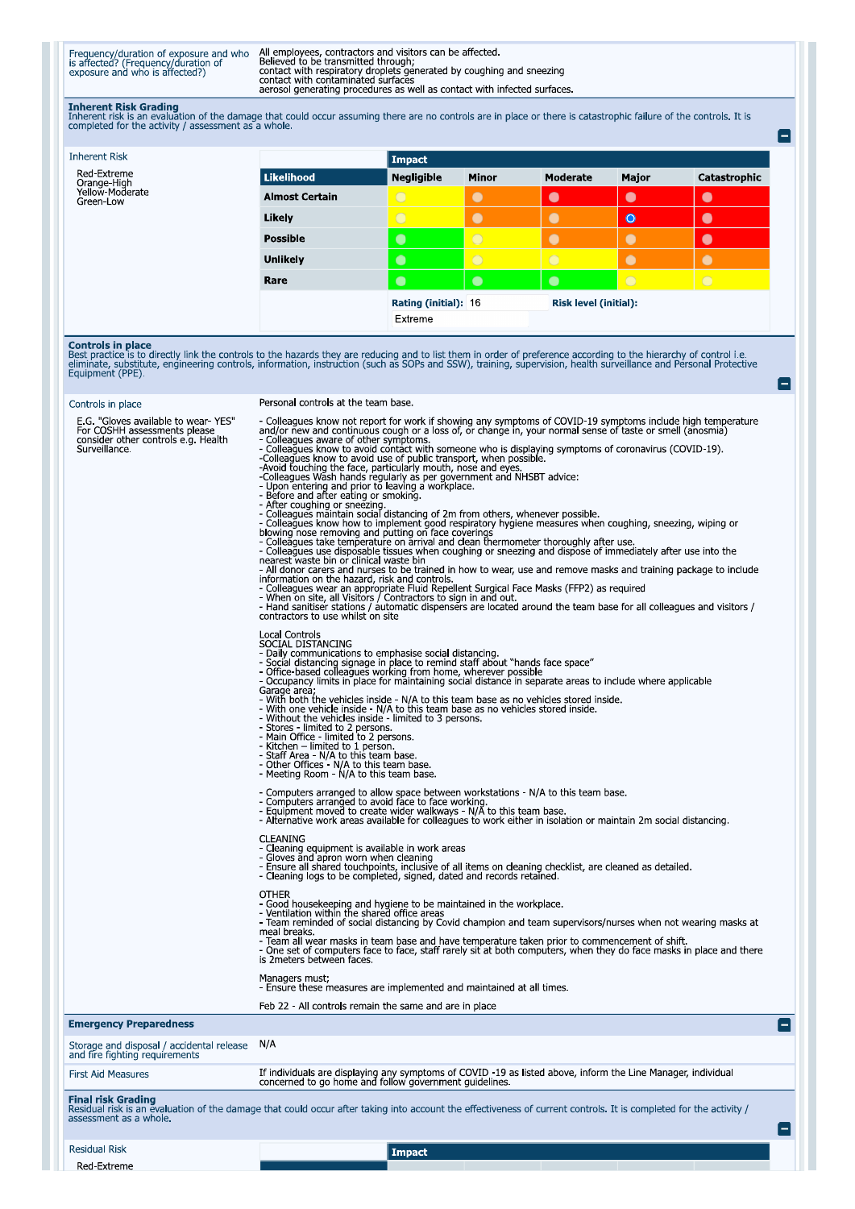| | |
|---|---|
| Frequency/duration of exposure and who is affected? (Frequency/duration of exposure and who is affected?) | All employees, contractors and visitors can be affected.<br>Believed to be transmitted through;<br>contact with respiratory droplets generated by coughing and sneezing<br>contact with contaminated surfaces<br>aerosol generating procedures as well as contact with infected surfaces. |

**Inherent Risk Grading**
Inherent risk is an evaluation of the damage that could occur assuming there are no controls are in place or there is catastrophic failure of the controls. It is completed for the activity / assessment as a whole.

Inherent Risk

Red-Extreme
Orange-High
Yellow-Moderate
Green-Low

| Likelihood | Negligible | Minor | Moderate | Major | Catastrophic |
|---|---|---|---|---|---|
| Almost Certain | Yellow | Orange | Red | Red | Red |
| Likely | Yellow | Orange | Orange | Red (selected) | Red |
| Possible | Green | Yellow | Orange | Orange | Red |
| Unlikely | Green | Yellow | Yellow | Orange | Orange |
| Rare | Green | Green | Green | Yellow | Yellow |

**Rating (initial):** 16 **Risk level (initial):** Extreme

**Controls in place**
Best practice is to directly link the controls to the hazards they are reducing and to list them in order of preference according to the hierarchy of control i.e. eliminate, substitute, engineering controls, information, instruction (such as SOPs and SSW), training, supervision, health surveillance and Personal Protective Equipment (PPE).

Controls in place

E.G. "Gloves available to wear- YES" For COSHH assessments please consider other controls e.g. Health Surveillance.

Personal controls at the team base.

- Colleagues know not report for work if showing any symptoms of COVID-19 symptoms include high temperature and/or new and continuous cough or a loss of, or change in, your normal sense of taste or smell (anosmia)
- Colleagues aware of other symptoms.
- Colleagues know to avoid contact with someone who is displaying symptoms of coronavirus (COVID-19).
-Colleagues know to avoid use of public transport, when possible.
-Avoid touching the face, particularly mouth, nose and eyes.
-Colleagues Wash hands regularly as per government and NHSBT advice:
- Upon entering and prior to leaving a workplace.
- Before and after eating or smoking.
- After coughing or sneezing.
- Colleagues maintain social distancing of 2m from others, whenever possible.
- Colleagues know how to implement good respiratory hygiene measures when coughing, sneezing, wiping or blowing nose removing and putting on face coverings
- Colleagues take temperature on arrival and clean thermometer thoroughly after use.
- Colleagues use disposable tissues when coughing or sneezing and dispose of immediately after use into the nearest waste bin or clinical waste bin
- All donor carers and nurses to be trained in how to wear, use and remove masks and training package to include information on the hazard, risk and controls.
- Colleagues wear an appropriate Fluid Repellent Surgical Face Masks (FFP2) as required
- When on site, all Visitors / Contractors to sign in and out.
- Hand sanitiser stations / automatic dispensers are located around the team base for all colleagues and visitors / contractors to use whilst on site

Local Controls
SOCIAL DISTANCING
- Daily communications to emphasise social distancing.
- Social distancing signage in place to remind staff about "hands face space"
- Office-based colleagues working from home, wherever possible
- Occupancy limits in place for maintaining social distance in separate areas to include where applicable
Garage area;
- With both the vehicles inside - N/A to this team base as no vehicles stored inside.
- With one vehicle inside - N/A to this team base as no vehicles stored inside.
- Without the vehicles inside - limited to 3 persons.
- Stores - limited to 2 persons.
- Main Office - limited to 2 persons.
- Kitchen – limited to 1 person.
- Staff Area - N/A to this team base.
- Other Offices - N/A to this team base.
- Meeting Room - N/A to this team base.

- Computers arranged to allow space between workstations - N/A to this team base.
- Computers arranged to avoid face to face working.
- Equipment moved to create wider walkways - N/A to this team base.
- Alternative work areas available for colleagues to work either in isolation or maintain 2m social distancing.

CLEANING
- Cleaning equipment is available in work areas
- Gloves and apron worn when cleaning
- Ensure all shared touchpoints, inclusive of all items on cleaning checklist, are cleaned as detailed.
- Cleaning logs to be completed, signed, dated and records retained.

OTHER
- Good housekeeping and hygiene to be maintained in the workplace.
- Ventilation within the shared office areas
- Team reminded of social distancing by Covid champion and team supervisors/nurses when not wearing masks at meal breaks.
- Team all wear masks in team base and have temperature taken prior to commencement of shift.
- One set of computers face to face, staff rarely sit at both computers, when they do face masks in place and there is 2meters between faces.

Managers must;
- Ensure these measures are implemented and maintained at all times.

Feb 22 - All controls remain the same and are in place

**Emergency Preparedness**

| | |
|---|---|
| Storage and disposal / accidental release and fire fighting requirements | N/A |
| First Aid Measures | If individuals are displaying any symptoms of COVID -19 as listed above, inform the Line Manager, individual concerned to go home and follow government guidelines. |

**Final risk Grading**
Residual risk is an evaluation of the damage that could occur after taking into account the effectiveness of current controls. It is completed for the activity / assessment as a whole.

Residual Risk

Red-Extreme

Impact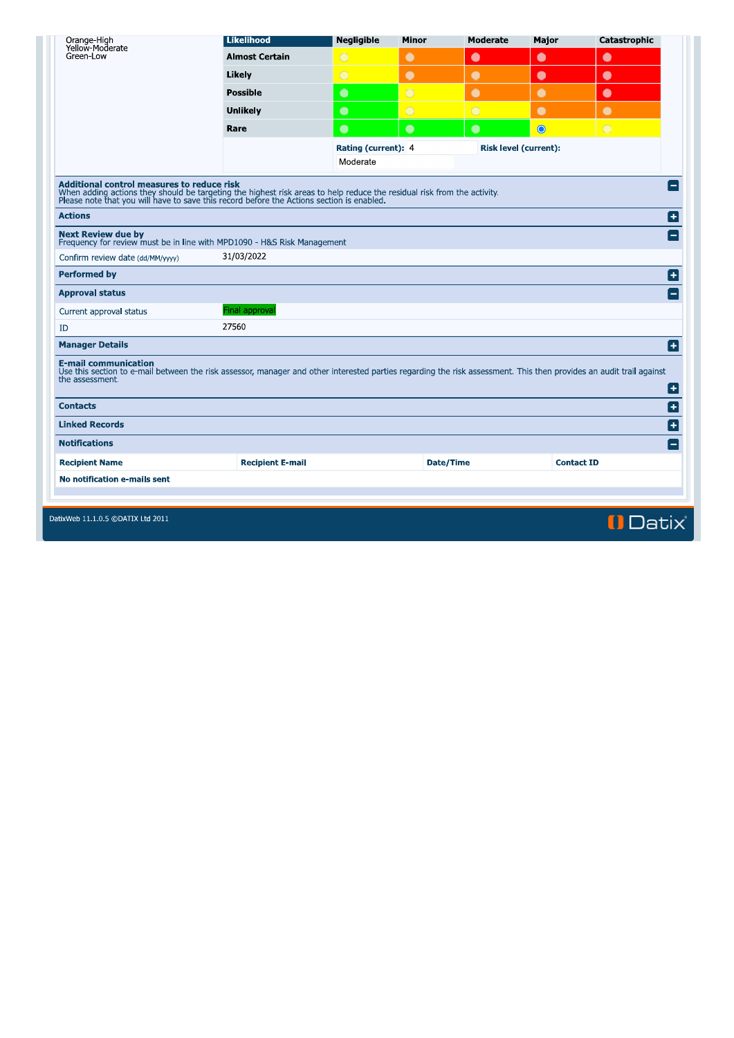Orange-High
Yellow-Moderate
Green-Low

| Likelihood | Negligible | Minor | Moderate | Major | Catastrophic |
|---|---|---|---|---|---|
| Almost Certain | | | | | |
| Likely | | | | | |
| Possible | | | | | |
| Unlikely | | | | | |
| Rare | | | | ● | |

**Rating (current):** 4 **Risk level (current):** Moderate

## Additional control measures to reduce risk

When adding actions they should be targeting the highest risk areas to help reduce the residual risk from the activity.
Please note that you will have to save this record before the Actions section is enabled.

## Actions

## Next Review due by

Frequency for review must be in line with MPD1090 - H&S Risk Management

Confirm review date (dd/MM/yyyy) 31/03/2022

## Performed by

## Approval status

Current approval status: Final approval

ID: 27560

## Manager Details

## E-mail communication

Use this section to e-mail between the risk assessor, manager and other interested parties regarding the risk assessment. This then provides an audit trail against the assessment.

## Contacts

## Linked Records

## Notifications

| Recipient Name | Recipient E-mail | Date/Time | Contact ID |
|---|---|---|---|
| No notification e-mails sent | | | |

DatixWeb 11.1.0.5 ©DATIX Ltd 2011

Datix